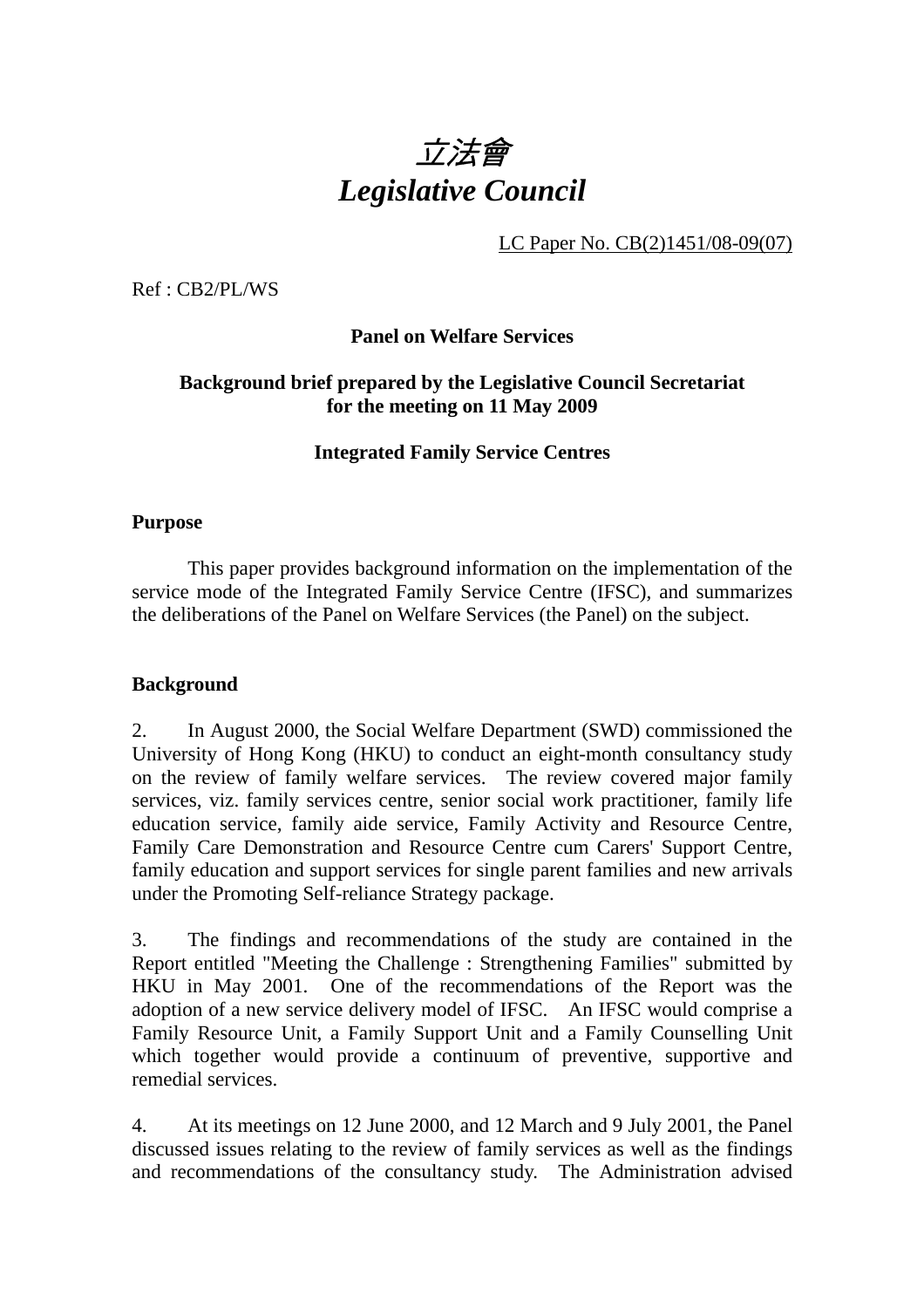# *立法會*
# *Legislative Council*

LC Paper No. CB(2)1451/08-09(07)

Ref : CB2/PL/WS

**Panel on Welfare Services**

**Background brief prepared by the Legislative Council Secretariat for the meeting on 11 May 2009**

**Integrated Family Service Centres**

## Purpose

This paper provides background information on the implementation of the service mode of the Integrated Family Service Centre (IFSC), and summarizes the deliberations of the Panel on Welfare Services (the Panel) on the subject.

## Background

2. In August 2000, the Social Welfare Department (SWD) commissioned the University of Hong Kong (HKU) to conduct an eight-month consultancy study on the review of family welfare services. The review covered major family services, viz. family services centre, senior social work practitioner, family life education service, family aide service, Family Activity and Resource Centre, Family Care Demonstration and Resource Centre cum Carers' Support Centre, family education and support services for single parent families and new arrivals under the Promoting Self-reliance Strategy package.

3. The findings and recommendations of the study are contained in the Report entitled "Meeting the Challenge : Strengthening Families" submitted by HKU in May 2001. One of the recommendations of the Report was the adoption of a new service delivery model of IFSC. An IFSC would comprise a Family Resource Unit, a Family Support Unit and a Family Counselling Unit which together would provide a continuum of preventive, supportive and remedial services.

4. At its meetings on 12 June 2000, and 12 March and 9 July 2001, the Panel discussed issues relating to the review of family services as well as the findings and recommendations of the consultancy study. The Administration advised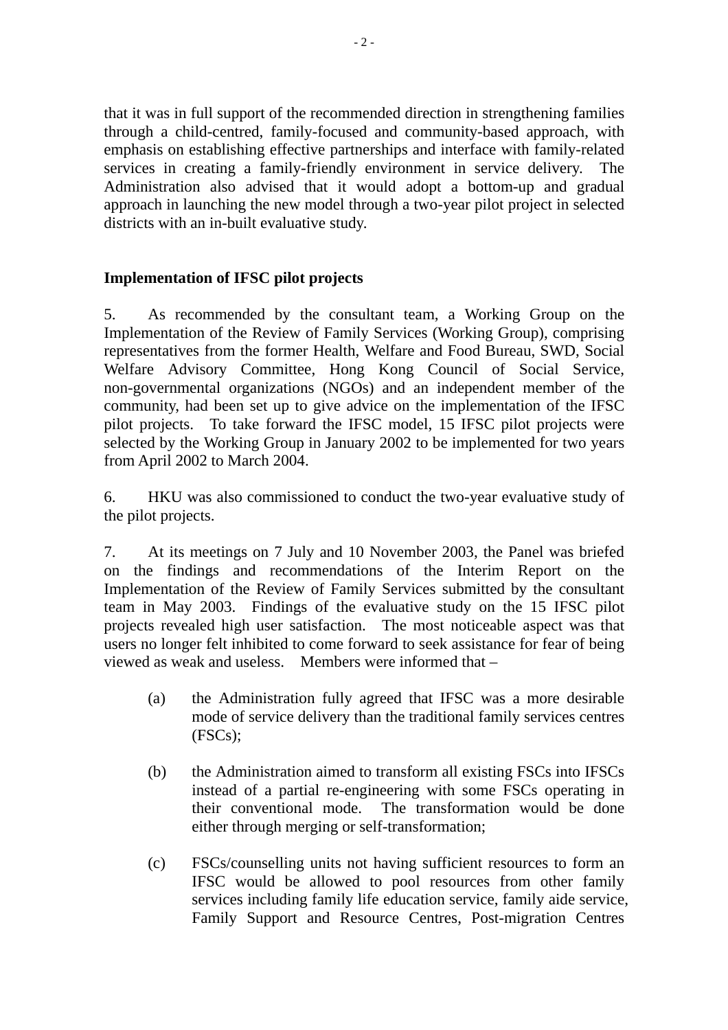that it was in full support of the recommended direction in strengthening families through a child-centred, family-focused and community-based approach, with emphasis on establishing effective partnerships and interface with family-related services in creating a family-friendly environment in service delivery. The Administration also advised that it would adopt a bottom-up and gradual approach in launching the new model through a two-year pilot project in selected districts with an in-built evaluative study.

**Implementation of IFSC pilot projects**

5. As recommended by the consultant team, a Working Group on the Implementation of the Review of Family Services (Working Group), comprising representatives from the former Health, Welfare and Food Bureau, SWD, Social Welfare Advisory Committee, Hong Kong Council of Social Service, non-governmental organizations (NGOs) and an independent member of the community, had been set up to give advice on the implementation of the IFSC pilot projects. To take forward the IFSC model, 15 IFSC pilot projects were selected by the Working Group in January 2002 to be implemented for two years from April 2002 to March 2004.

6. HKU was also commissioned to conduct the two-year evaluative study of the pilot projects.

7. At its meetings on 7 July and 10 November 2003, the Panel was briefed on the findings and recommendations of the Interim Report on the Implementation of the Review of Family Services submitted by the consultant team in May 2003. Findings of the evaluative study on the 15 IFSC pilot projects revealed high user satisfaction. The most noticeable aspect was that users no longer felt inhibited to come forward to seek assistance for fear of being viewed as weak and useless. Members were informed that –

(a) the Administration fully agreed that IFSC was a more desirable mode of service delivery than the traditional family services centres (FSCs);

(b) the Administration aimed to transform all existing FSCs into IFSCs instead of a partial re-engineering with some FSCs operating in their conventional mode. The transformation would be done either through merging or self-transformation;

(c) FSCs/counselling units not having sufficient resources to form an IFSC would be allowed to pool resources from other family services including family life education service, family aide service, Family Support and Resource Centres, Post-migration Centres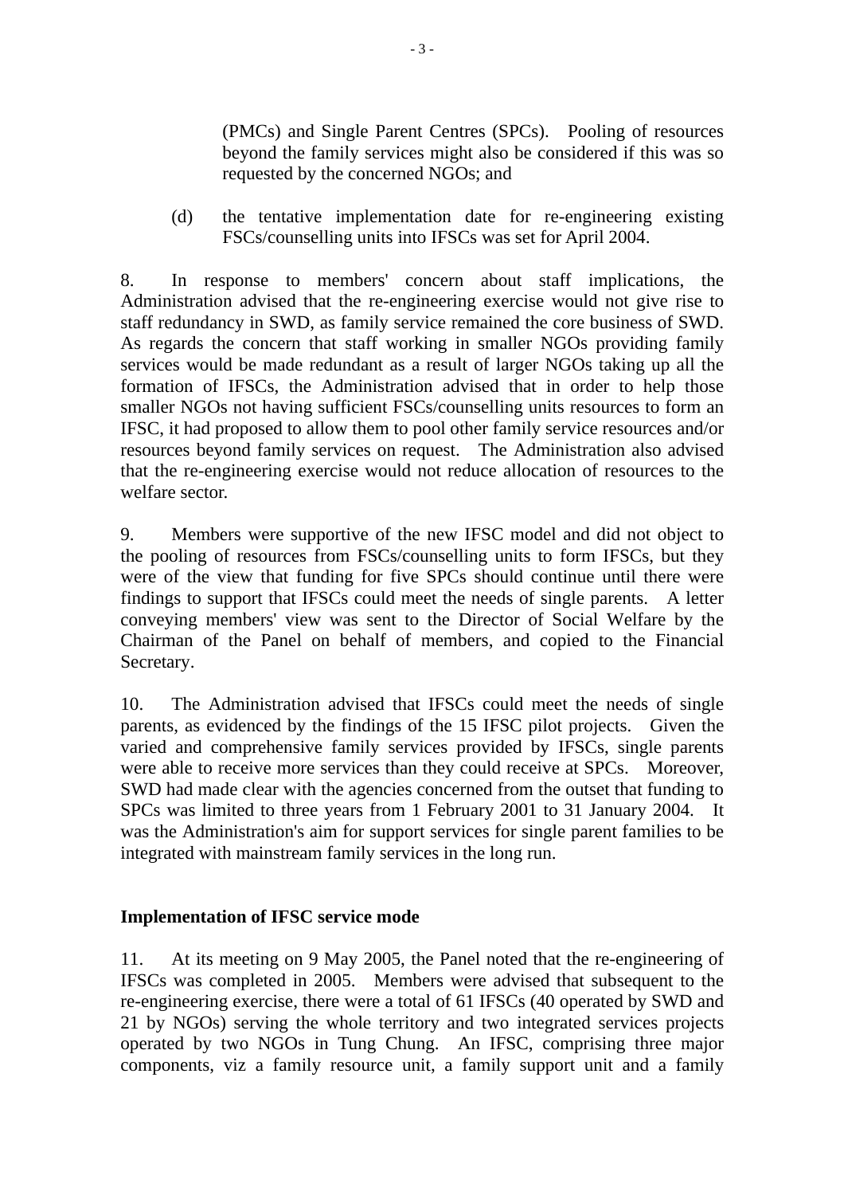(PMCs) and Single Parent Centres (SPCs). Pooling of resources beyond the family services might also be considered if this was so requested by the concerned NGOs; and

(d) the tentative implementation date for re-engineering existing FSCs/counselling units into IFSCs was set for April 2004.

8. In response to members' concern about staff implications, the Administration advised that the re-engineering exercise would not give rise to staff redundancy in SWD, as family service remained the core business of SWD. As regards the concern that staff working in smaller NGOs providing family services would be made redundant as a result of larger NGOs taking up all the formation of IFSCs, the Administration advised that in order to help those smaller NGOs not having sufficient FSCs/counselling units resources to form an IFSC, it had proposed to allow them to pool other family service resources and/or resources beyond family services on request. The Administration also advised that the re-engineering exercise would not reduce allocation of resources to the welfare sector.

9. Members were supportive of the new IFSC model and did not object to the pooling of resources from FSCs/counselling units to form IFSCs, but they were of the view that funding for five SPCs should continue until there were findings to support that IFSCs could meet the needs of single parents. A letter conveying members' view was sent to the Director of Social Welfare by the Chairman of the Panel on behalf of members, and copied to the Financial Secretary.

10. The Administration advised that IFSCs could meet the needs of single parents, as evidenced by the findings of the 15 IFSC pilot projects. Given the varied and comprehensive family services provided by IFSCs, single parents were able to receive more services than they could receive at SPCs. Moreover, SWD had made clear with the agencies concerned from the outset that funding to SPCs was limited to three years from 1 February 2001 to 31 January 2004. It was the Administration's aim for support services for single parent families to be integrated with mainstream family services in the long run.

**Implementation of IFSC service mode**

11. At its meeting on 9 May 2005, the Panel noted that the re-engineering of IFSCs was completed in 2005. Members were advised that subsequent to the re-engineering exercise, there were a total of 61 IFSCs (40 operated by SWD and 21 by NGOs) serving the whole territory and two integrated services projects operated by two NGOs in Tung Chung. An IFSC, comprising three major components, viz a family resource unit, a family support unit and a family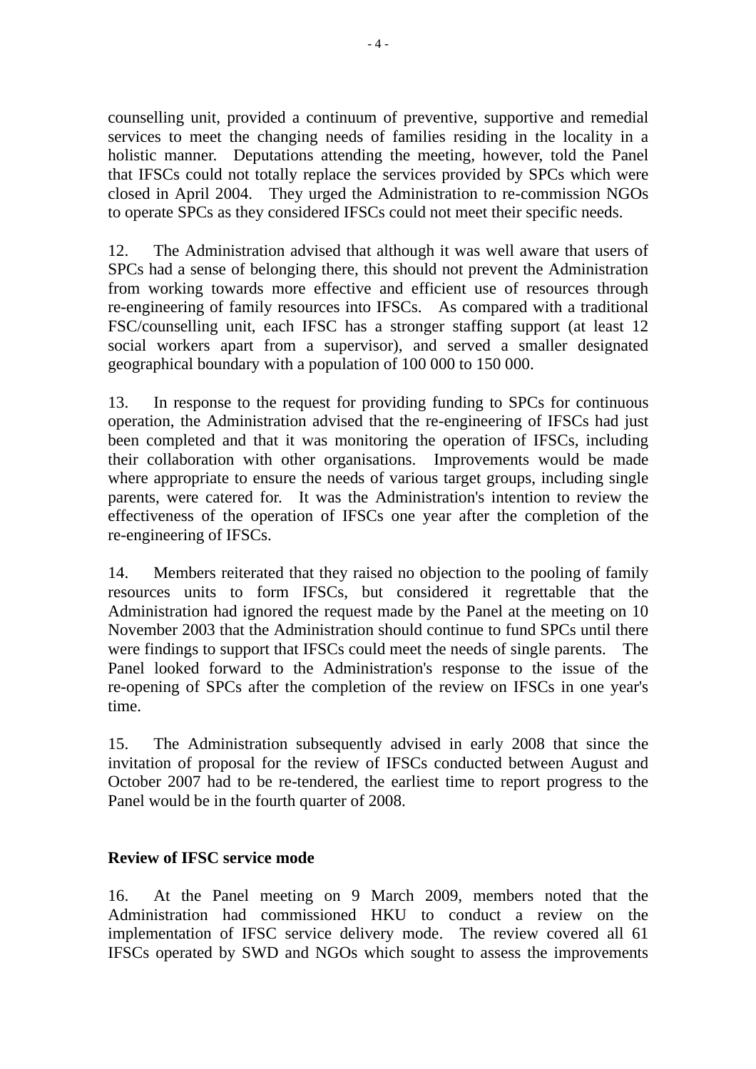counselling unit, provided a continuum of preventive, supportive and remedial services to meet the changing needs of families residing in the locality in a holistic manner. Deputations attending the meeting, however, told the Panel that IFSCs could not totally replace the services provided by SPCs which were closed in April 2004. They urged the Administration to re-commission NGOs to operate SPCs as they considered IFSCs could not meet their specific needs.

12. The Administration advised that although it was well aware that users of SPCs had a sense of belonging there, this should not prevent the Administration from working towards more effective and efficient use of resources through re-engineering of family resources into IFSCs. As compared with a traditional FSC/counselling unit, each IFSC has a stronger staffing support (at least 12 social workers apart from a supervisor), and served a smaller designated geographical boundary with a population of 100 000 to 150 000.

13. In response to the request for providing funding to SPCs for continuous operation, the Administration advised that the re-engineering of IFSCs had just been completed and that it was monitoring the operation of IFSCs, including their collaboration with other organisations. Improvements would be made where appropriate to ensure the needs of various target groups, including single parents, were catered for. It was the Administration's intention to review the effectiveness of the operation of IFSCs one year after the completion of the re-engineering of IFSCs.

14. Members reiterated that they raised no objection to the pooling of family resources units to form IFSCs, but considered it regrettable that the Administration had ignored the request made by the Panel at the meeting on 10 November 2003 that the Administration should continue to fund SPCs until there were findings to support that IFSCs could meet the needs of single parents. The Panel looked forward to the Administration's response to the issue of the re-opening of SPCs after the completion of the review on IFSCs in one year's time.

15. The Administration subsequently advised in early 2008 that since the invitation of proposal for the review of IFSCs conducted between August and October 2007 had to be re-tendered, the earliest time to report progress to the Panel would be in the fourth quarter of 2008.

**Review of IFSC service mode**

16. At the Panel meeting on 9 March 2009, members noted that the Administration had commissioned HKU to conduct a review on the implementation of IFSC service delivery mode. The review covered all 61 IFSCs operated by SWD and NGOs which sought to assess the improvements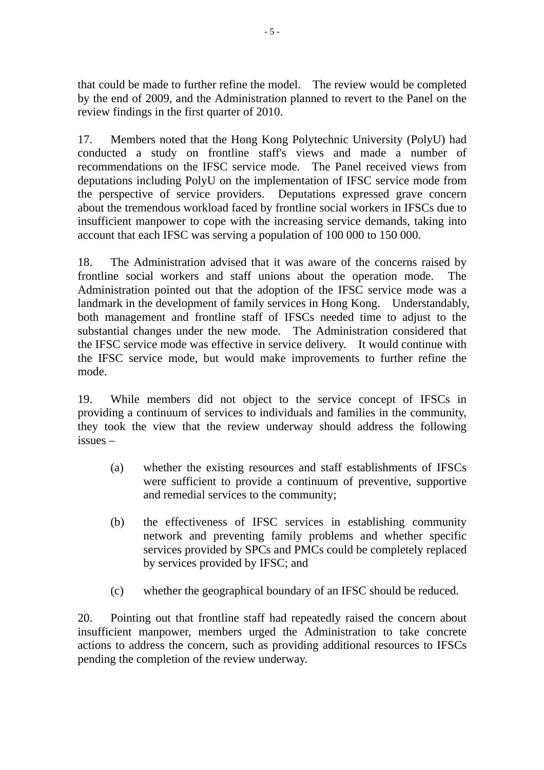that could be made to further refine the model. The review would be completed by the end of 2009, and the Administration planned to revert to the Panel on the review findings in the first quarter of 2010.

17. Members noted that the Hong Kong Polytechnic University (PolyU) had conducted a study on frontline staff's views and made a number of recommendations on the IFSC service mode. The Panel received views from deputations including PolyU on the implementation of IFSC service mode from the perspective of service providers. Deputations expressed grave concern about the tremendous workload faced by frontline social workers in IFSCs due to insufficient manpower to cope with the increasing service demands, taking into account that each IFSC was serving a population of 100 000 to 150 000.

18. The Administration advised that it was aware of the concerns raised by frontline social workers and staff unions about the operation mode. The Administration pointed out that the adoption of the IFSC service mode was a landmark in the development of family services in Hong Kong. Understandably, both management and frontline staff of IFSCs needed time to adjust to the substantial changes under the new mode. The Administration considered that the IFSC service mode was effective in service delivery. It would continue with the IFSC service mode, but would make improvements to further refine the mode.

19. While members did not object to the service concept of IFSCs in providing a continuum of services to individuals and families in the community, they took the view that the review underway should address the following issues –

(a) whether the existing resources and staff establishments of IFSCs were sufficient to provide a continuum of preventive, supportive and remedial services to the community;

(b) the effectiveness of IFSC services in establishing community network and preventing family problems and whether specific services provided by SPCs and PMCs could be completely replaced by services provided by IFSC; and

(c) whether the geographical boundary of an IFSC should be reduced.

20. Pointing out that frontline staff had repeatedly raised the concern about insufficient manpower, members urged the Administration to take concrete actions to address the concern, such as providing additional resources to IFSCs pending the completion of the review underway.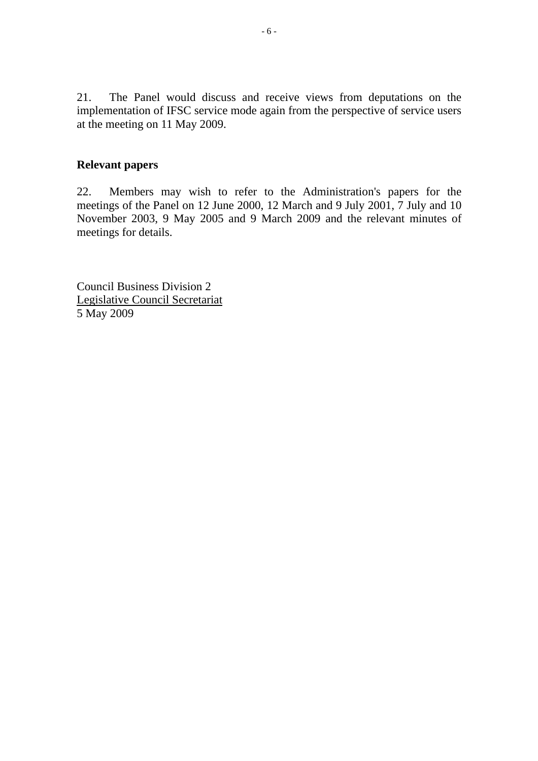21. The Panel would discuss and receive views from deputations on the implementation of IFSC service mode again from the perspective of service users at the meeting on 11 May 2009.

## Relevant papers

22. Members may wish to refer to the Administration's papers for the meetings of the Panel on 12 June 2000, 12 March and 9 July 2001, 7 July and 10 November 2003, 9 May 2005 and 9 March 2009 and the relevant minutes of meetings for details.

Council Business Division 2
Legislative Council Secretariat
5 May 2009